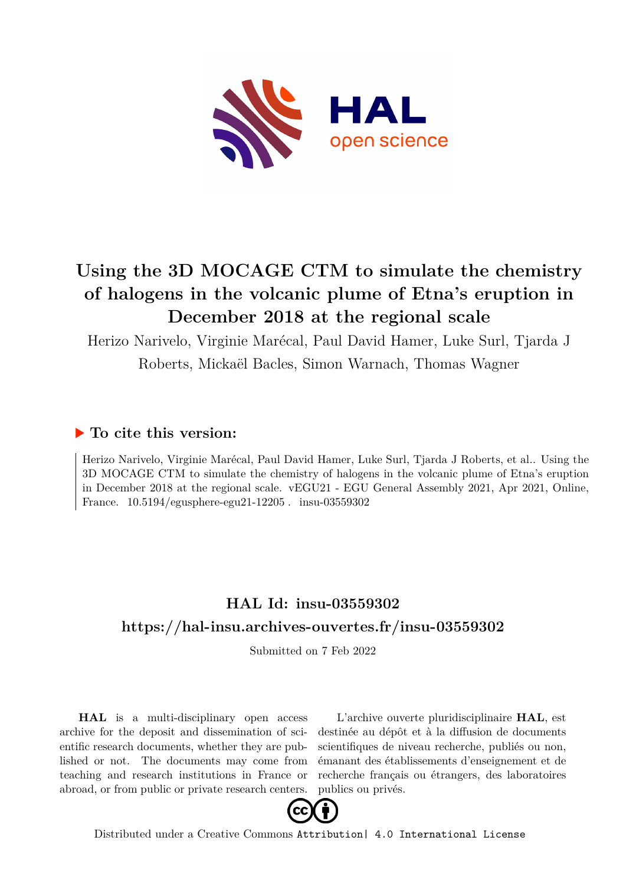# Using the 3D MOCAGE CTM to simulate the chemistry of halogens in the volcanic plume of Etna's eruption in December 2018 at the regional scale

Herizo Narivelo, Virginie Marécal, Paul David Hamer, Luke Surl, Tjarda J Roberts, Mickaël Bacles, Simon Warnach, Thomas Wagner

## ▶ To cite this version:

Herizo Narivelo, Virginie Marécal, Paul David Hamer, Luke Surl, Tjarda J Roberts, et al.. Using the 3D MOCAGE CTM to simulate the chemistry of halogens in the volcanic plume of Etna's eruption in December 2018 at the regional scale. vEGU21 - EGU General Assembly 2021, Apr 2021, Online, France. 10.5194/egusphere-egu21-12205 . insu-03559302

## HAL Id: insu-03559302

## https://hal-insu.archives-ouvertes.fr/insu-03559302

Submitted on 7 Feb 2022

**HAL** is a multi-disciplinary open access archive for the deposit and dissemination of scientific research documents, whether they are published or not. The documents may come from teaching and research institutions in France or abroad, or from public or private research centers.

L'archive ouverte pluridisciplinaire **HAL**, est destinée au dépôt et à la diffusion de documents scientifiques de niveau recherche, publiés ou non, émanant des établissements d'enseignement et de recherche français ou étrangers, des laboratoires publics ou privés.

Distributed under a Creative Commons Attribution| 4.0 International License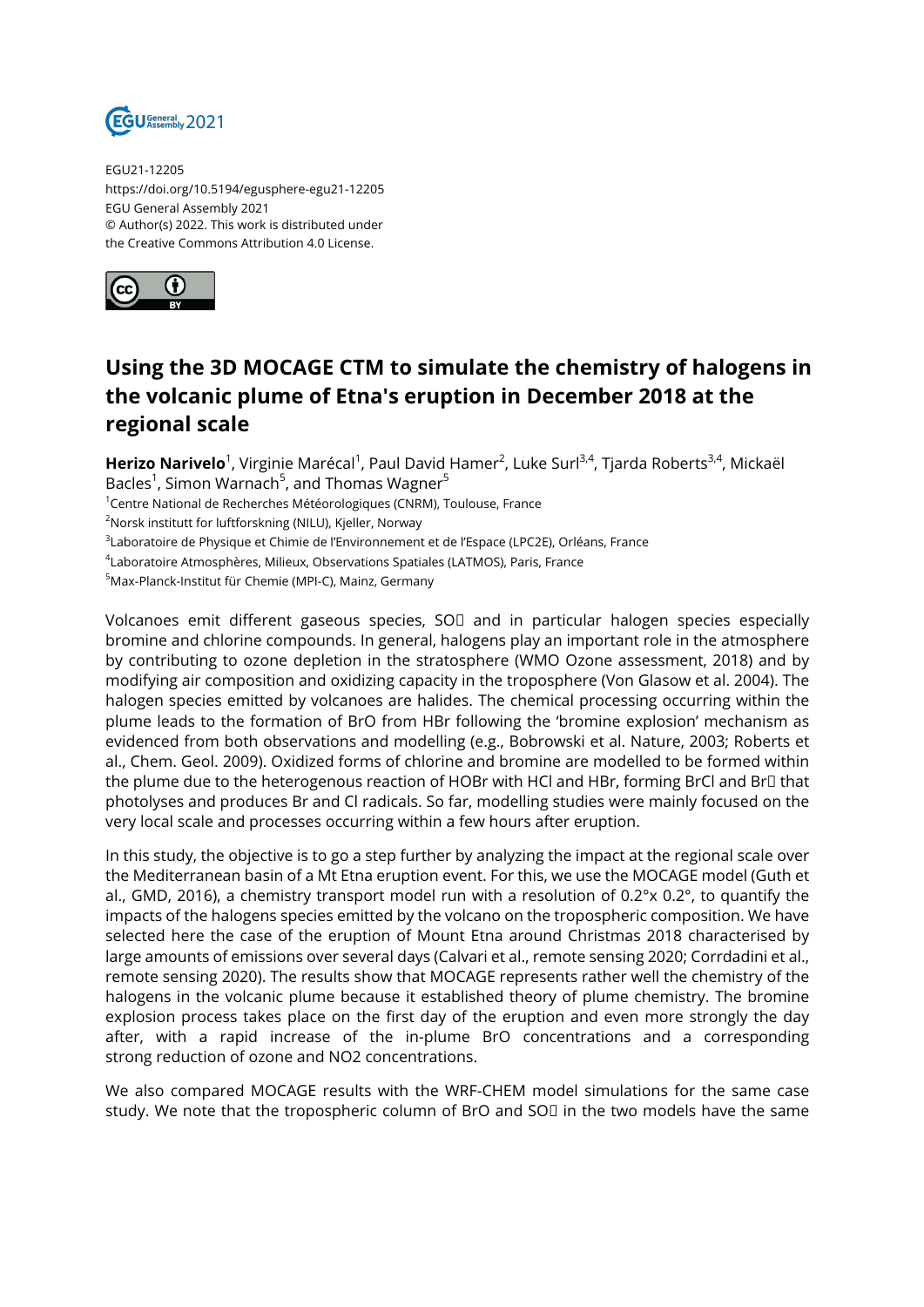EGU21-12205
https://doi.org/10.5194/egusphere-egu21-12205
EGU General Assembly 2021
© Author(s) 2022. This work is distributed under
the Creative Commons Attribution 4.0 License.

# Using the 3D MOCAGE CTM to simulate the chemistry of halogens in the volcanic plume of Etna's eruption in December 2018 at the regional scale

**Herizo Narivelo**[1], Virginie Marécal[1], Paul David Hamer[2], Luke Surl[3,4], Tjarda Roberts[3,4], Mickaël Bacles[1], Simon Warnach[5], and Thomas Wagner[5]

[1]Centre National de Recherches Météorologiques (CNRM), Toulouse, France
[2]Norsk institutt for luftforskning (NILU), Kjeller, Norway
[3]Laboratoire de Physique et Chimie de l'Environnement et de l'Espace (LPC2E), Orléans, France
[4]Laboratoire Atmosphères, Milieux, Observations Spatiales (LATMOS), Paris, France
[5]Max-Planck-Institut für Chemie (MPI-C), Mainz, Germany

Volcanoes emit different gaseous species, $SO_2$ and in particular halogen species especially bromine and chlorine compounds. In general, halogens play an important role in the atmosphere by contributing to ozone depletion in the stratosphere (WMO Ozone assessment, 2018) and by modifying air composition and oxidizing capacity in the troposphere (Von Glasow et al. 2004). The halogen species emitted by volcanoes are halides. The chemical processing occurring within the plume leads to the formation of BrO from HBr following the 'bromine explosion' mechanism as evidenced from both observations and modelling (e.g., Bobrowski et al. Nature, 2003; Roberts et al., Chem. Geol. 2009). Oxidized forms of chlorine and bromine are modelled to be formed within the plume due to the heterogenous reaction of HOBr with HCl and HBr, forming BrCl and $Br_2$ that photolyses and produces Br and Cl radicals. So far, modelling studies were mainly focused on the very local scale and processes occurring within a few hours after eruption.

In this study, the objective is to go a step further by analyzing the impact at the regional scale over the Mediterranean basin of a Mt Etna eruption event. For this, we use the MOCAGE model (Guth et al., GMD, 2016), a chemistry transport model run with a resolution of 0.2°x 0.2°, to quantify the impacts of the halogens species emitted by the volcano on the tropospheric composition. We have selected here the case of the eruption of Mount Etna around Christmas 2018 characterised by large amounts of emissions over several days (Calvari et al., remote sensing 2020; Corrdadini et al., remote sensing 2020). The results show that MOCAGE represents rather well the chemistry of the halogens in the volcanic plume because it established theory of plume chemistry. The bromine explosion process takes place on the first day of the eruption and even more strongly the day after, with a rapid increase of the in-plume BrO concentrations and a corresponding strong reduction of ozone and NO2 concentrations.

We also compared MOCAGE results with the WRF-CHEM model simulations for the same case study. We note that the tropospheric column of BrO and $SO_2$ in the two models have the same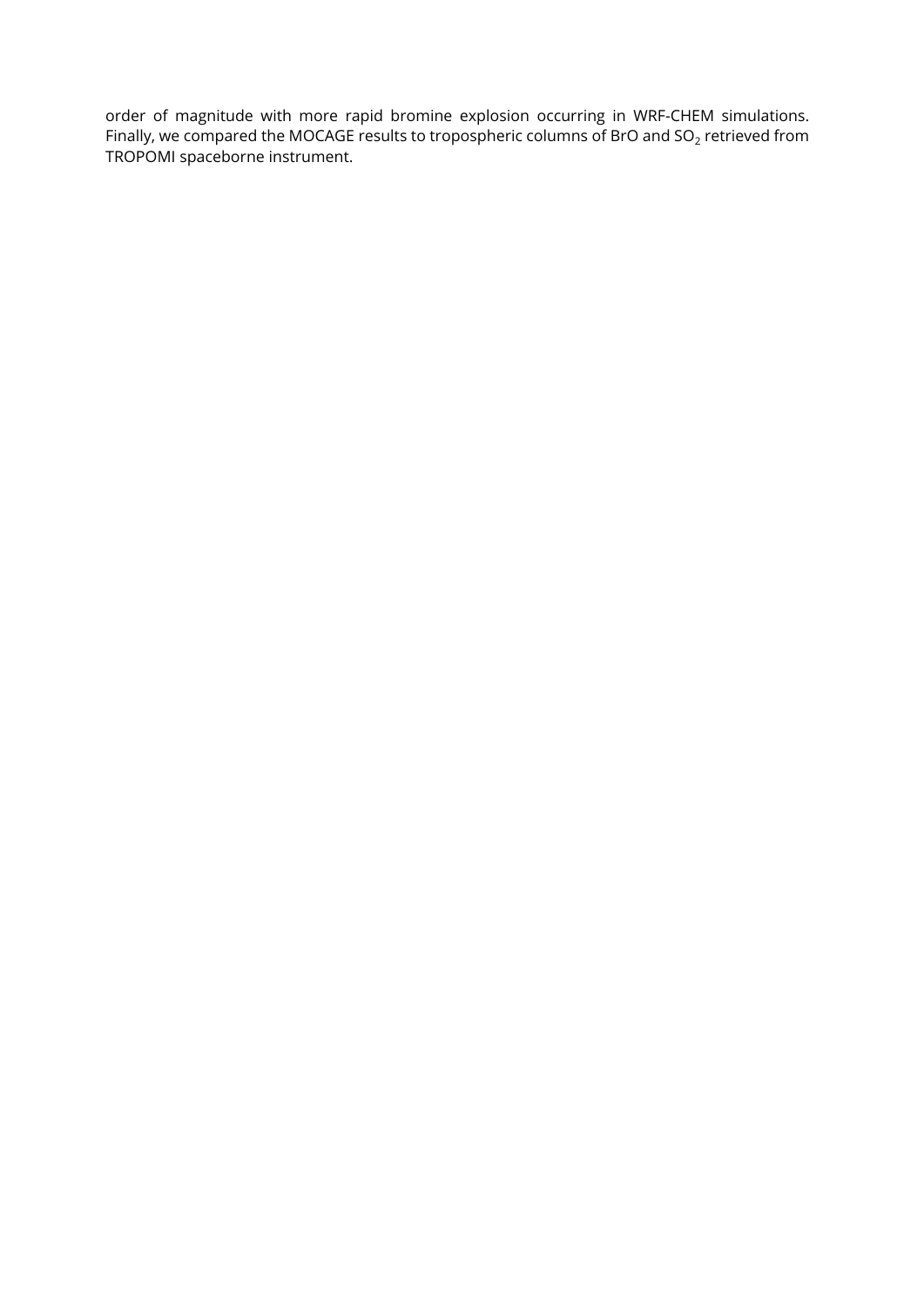order of magnitude with more rapid bromine explosion occurring in WRF-CHEM simulations. Finally, we compared the MOCAGE results to tropospheric columns of BrO and $SO_2$ retrieved from TROPOMI spaceborne instrument.